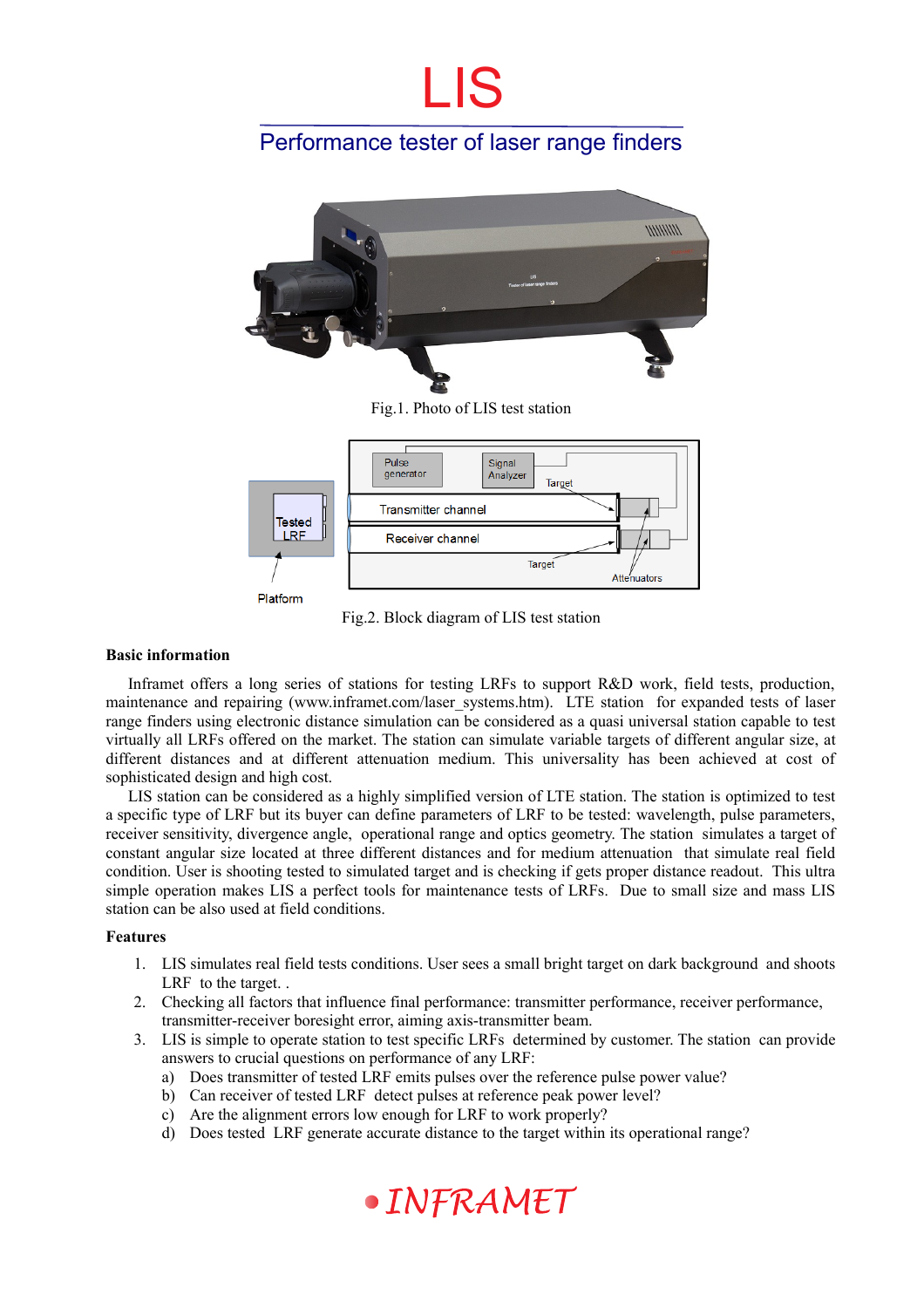# LIS

## Performance tester of laser range finders

Fig.1. Photo of LIS test station

Fig.2. Block diagram of LIS test station

### Basic information

Inframet offers a long series of stations for testing LRFs to support R&D work, field tests, production, maintenance and repairing (www.inframet.com/laser_systems.htm). LTE station for expanded tests of laser range finders using electronic distance simulation can be considered as a quasi universal station capable to test virtually all LRFs offered on the market. The station can simulate variable targets of different angular size, at different distances and at different attenuation medium. This universality has been achieved at cost of sophisticated design and high cost.

LIS station can be considered as a highly simplified version of LTE station. The station is optimized to test a specific type of LRF but its buyer can define parameters of LRF to be tested: wavelength, pulse parameters, receiver sensitivity, divergence angle, operational range and optics geometry. The station simulates a target of constant angular size located at three different distances and for medium attenuation that simulate real field condition. User is shooting tested to simulated target and is checking if gets proper distance readout. This ultra simple operation makes LIS a perfect tools for maintenance tests of LRFs. Due to small size and mass LIS station can be also used at field conditions.

### Features

1. LIS simulates real field tests conditions. User sees a small bright target on dark background and shoots LRF to the target. .
2. Checking all factors that influence final performance: transmitter performance, receiver performance, transmitter-receiver boresight error, aiming axis-transmitter beam.
3. LIS is simple to operate station to test specific LRFs determined by customer. The station can provide answers to crucial questions on performance of any LRF:
   a) Does transmitter of tested LRF emits pulses over the reference pulse power value?
   b) Can receiver of tested LRF detect pulses at reference peak power level?
   c) Are the alignment errors low enough for LRF to work properly?
   d) Does tested LRF generate accurate distance to the target within its operational range?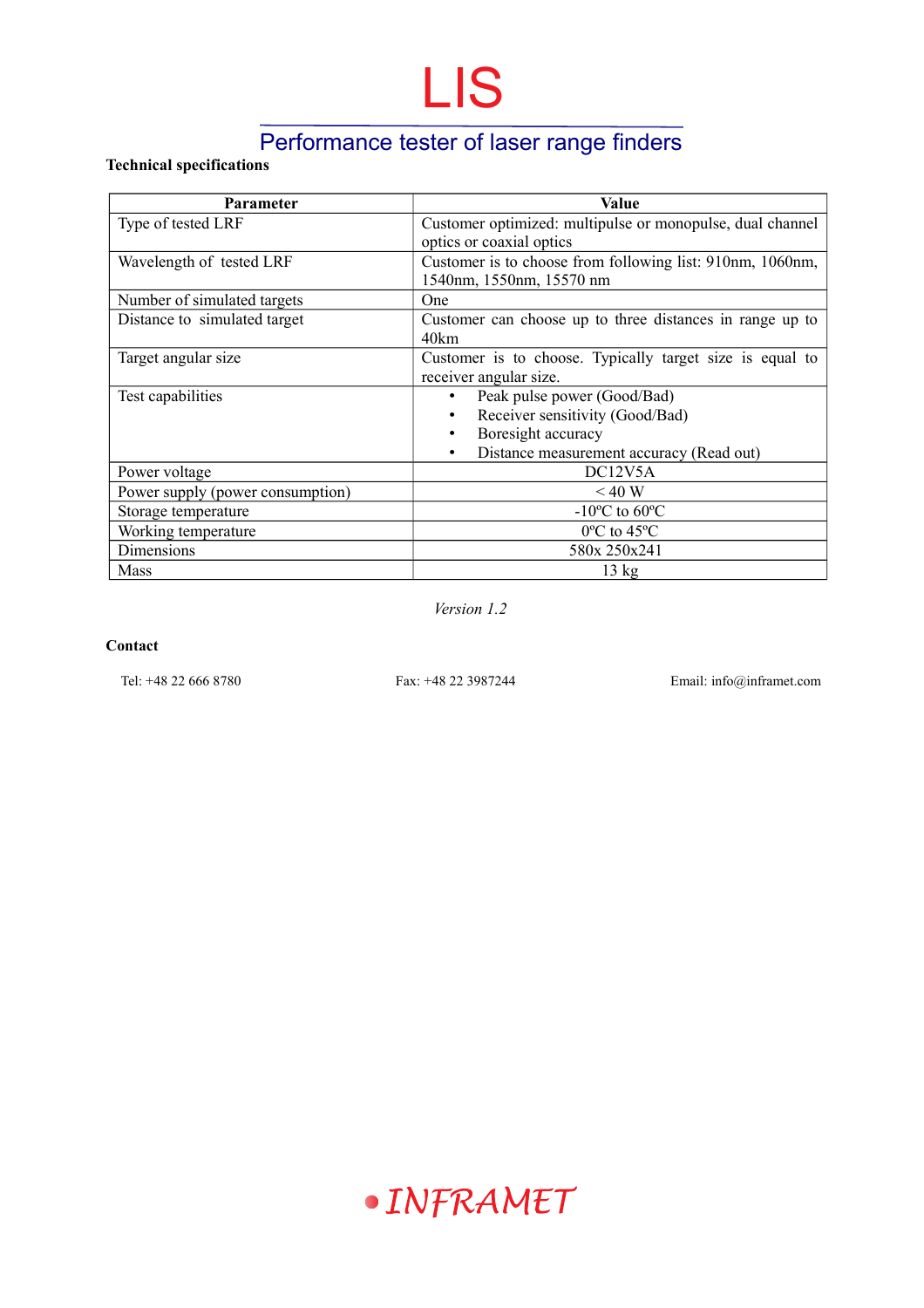# LIS

## Performance tester of laser range finders

**Technical specifications**

| Parameter | Value |
|---|---|
| Type of tested LRF | Customer optimized: multipulse or monopulse, dual channel optics or coaxial optics |
| Wavelength of tested LRF | Customer is to choose from following list: 910nm, 1060nm, 1540nm, 1550nm, 15570 nm |
| Number of simulated targets | One |
| Distance to simulated target | Customer can choose up to three distances in range up to 40km |
| Target angular size | Customer is to choose. Typically target size is equal to receiver angular size. |
| Test capabilities | • Peak pulse power (Good/Bad)<br>• Receiver sensitivity (Good/Bad)<br>• Boresight accuracy<br>• Distance measurement accuracy (Read out) |
| Power voltage | DC12V5A |
| Power supply (power consumption) | < 40 W |
| Storage temperature | -10ºC to 60ºC |
| Working temperature | 0ºC to 45ºC |
| Dimensions | 580x 250x241 |
| Mass | 13 kg |

*Version 1.2*

**Contact**

Tel: +48 22 666 8780 Fax: +48 22 3987244 Email: info@inframet.com

INFRAMET